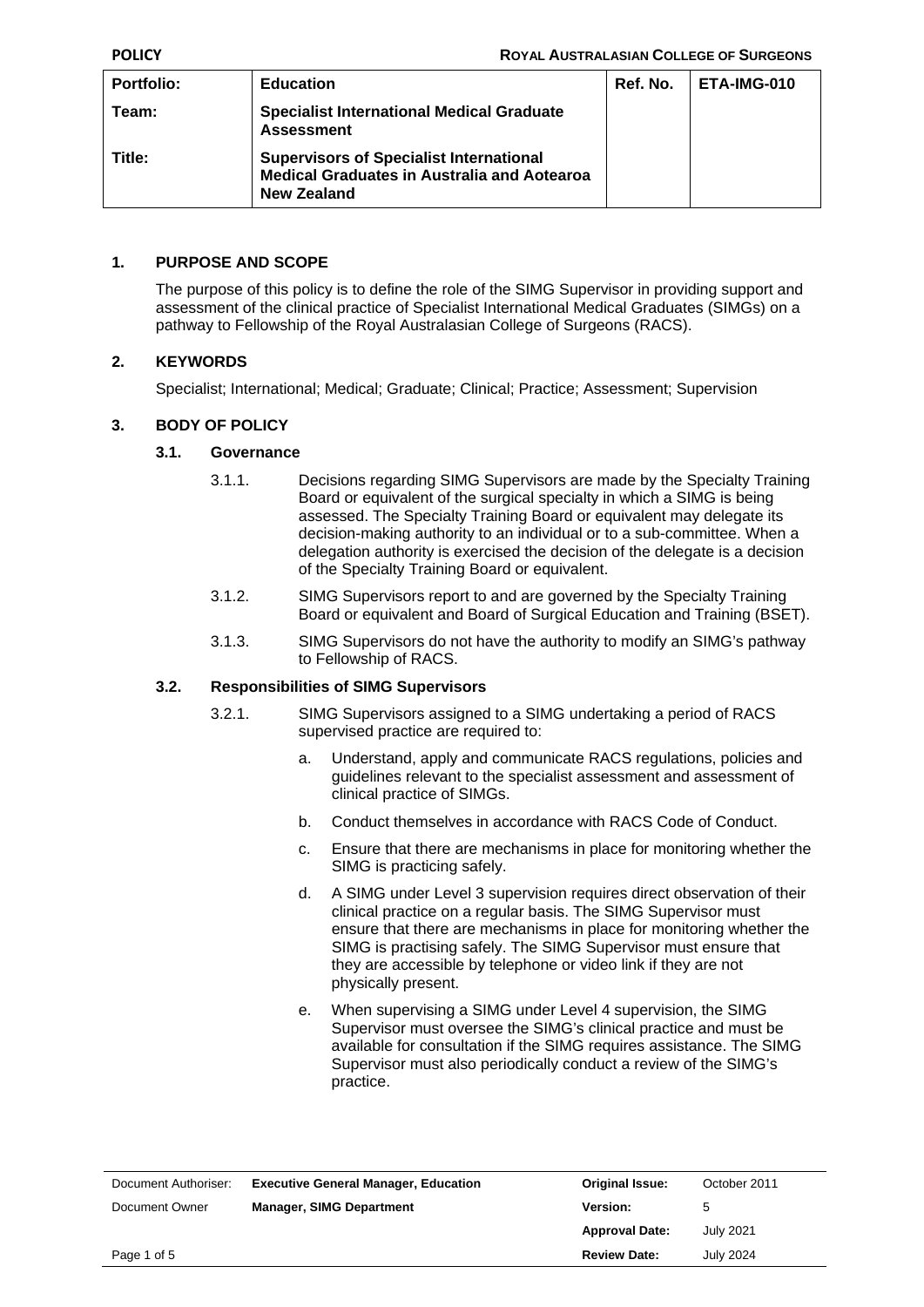| Portfolio: | Education | Ref. No. | ETA-IMG-010 |
|---|---|---|---|
| Team: | Specialist International Medical Graduate Assessment | | |
| Title: | Supervisors of Specialist International Medical Graduates in Australia and Aotearoa New Zealand | | |

## 1. PURPOSE AND SCOPE

The purpose of this policy is to define the role of the SIMG Supervisor in providing support and assessment of the clinical practice of Specialist International Medical Graduates (SIMGs) on a pathway to Fellowship of the Royal Australasian College of Surgeons (RACS).

## 2. KEYWORDS

Specialist; International; Medical; Graduate; Clinical; Practice; Assessment; Supervision

## 3. BODY OF POLICY

### 3.1. Governance

3.1.1. Decisions regarding SIMG Supervisors are made by the Specialty Training Board or equivalent of the surgical specialty in which a SIMG is being assessed. The Specialty Training Board or equivalent may delegate its decision-making authority to an individual or to a sub-committee. When a delegation authority is exercised the decision of the delegate is a decision of the Specialty Training Board or equivalent.

3.1.2. SIMG Supervisors report to and are governed by the Specialty Training Board or equivalent and Board of Surgical Education and Training (BSET).

3.1.3. SIMG Supervisors do not have the authority to modify an SIMG's pathway to Fellowship of RACS.

### 3.2. Responsibilities of SIMG Supervisors

3.2.1. SIMG Supervisors assigned to a SIMG undertaking a period of RACS supervised practice are required to:

a. Understand, apply and communicate RACS regulations, policies and guidelines relevant to the specialist assessment and assessment of clinical practice of SIMGs.

b. Conduct themselves in accordance with RACS Code of Conduct.

c. Ensure that there are mechanisms in place for monitoring whether the SIMG is practicing safely.

d. A SIMG under Level 3 supervision requires direct observation of their clinical practice on a regular basis. The SIMG Supervisor must ensure that there are mechanisms in place for monitoring whether the SIMG is practising safely. The SIMG Supervisor must ensure that they are accessible by telephone or video link if they are not physically present.

e. When supervising a SIMG under Level 4 supervision, the SIMG Supervisor must oversee the SIMG's clinical practice and must be available for consultation if the SIMG requires assistance. The SIMG Supervisor must also periodically conduct a review of the SIMG's practice.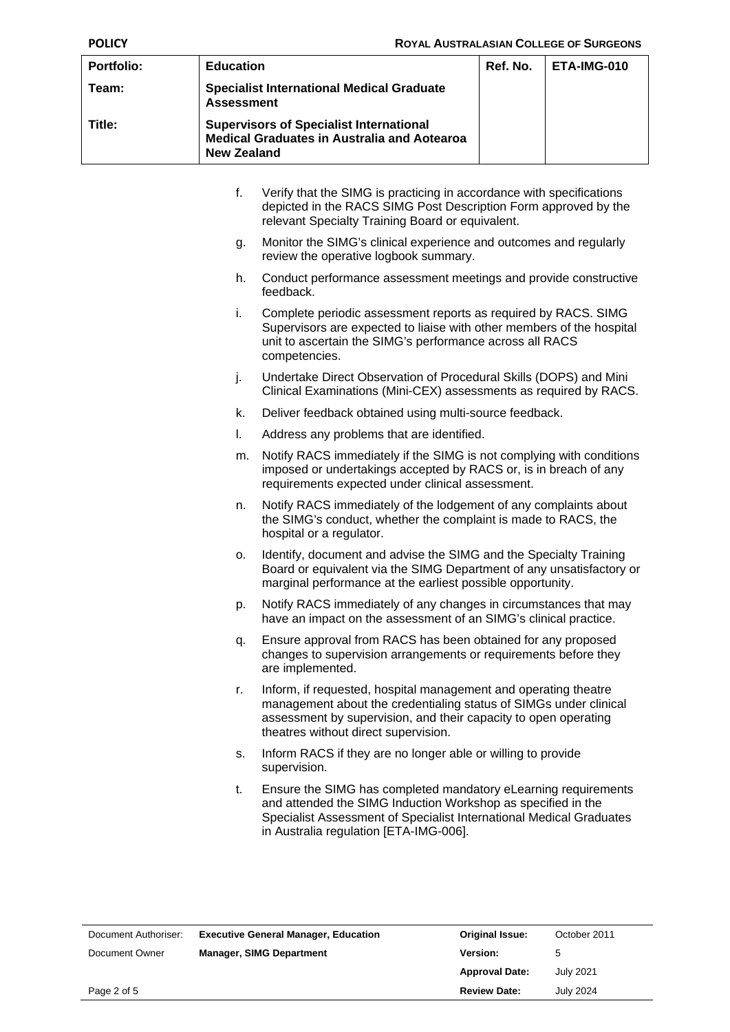f. Verify that the SIMG is practicing in accordance with specifications depicted in the RACS SIMG Post Description Form approved by the relevant Specialty Training Board or equivalent.

g. Monitor the SIMG's clinical experience and outcomes and regularly review the operative logbook summary.

h. Conduct performance assessment meetings and provide constructive feedback.

i. Complete periodic assessment reports as required by RACS. SIMG Supervisors are expected to liaise with other members of the hospital unit to ascertain the SIMG's performance across all RACS competencies.

j. Undertake Direct Observation of Procedural Skills (DOPS) and Mini Clinical Examinations (Mini-CEX) assessments as required by RACS.

k. Deliver feedback obtained using multi-source feedback.

l. Address any problems that are identified.

m. Notify RACS immediately if the SIMG is not complying with conditions imposed or undertakings accepted by RACS or, is in breach of any requirements expected under clinical assessment.

n. Notify RACS immediately of the lodgement of any complaints about the SIMG's conduct, whether the complaint is made to RACS, the hospital or a regulator.

o. Identify, document and advise the SIMG and the Specialty Training Board or equivalent via the SIMG Department of any unsatisfactory or marginal performance at the earliest possible opportunity.

p. Notify RACS immediately of any changes in circumstances that may have an impact on the assessment of an SIMG's clinical practice.

q. Ensure approval from RACS has been obtained for any proposed changes to supervision arrangements or requirements before they are implemented.

r. Inform, if requested, hospital management and operating theatre management about the credentialing status of SIMGs under clinical assessment by supervision, and their capacity to open operating theatres without direct supervision.

s. Inform RACS if they are no longer able or willing to provide supervision.

t. Ensure the SIMG has completed mandatory eLearning requirements and attended the SIMG Induction Workshop as specified in the Specialist Assessment of Specialist International Medical Graduates in Australia regulation [ETA-IMG-006].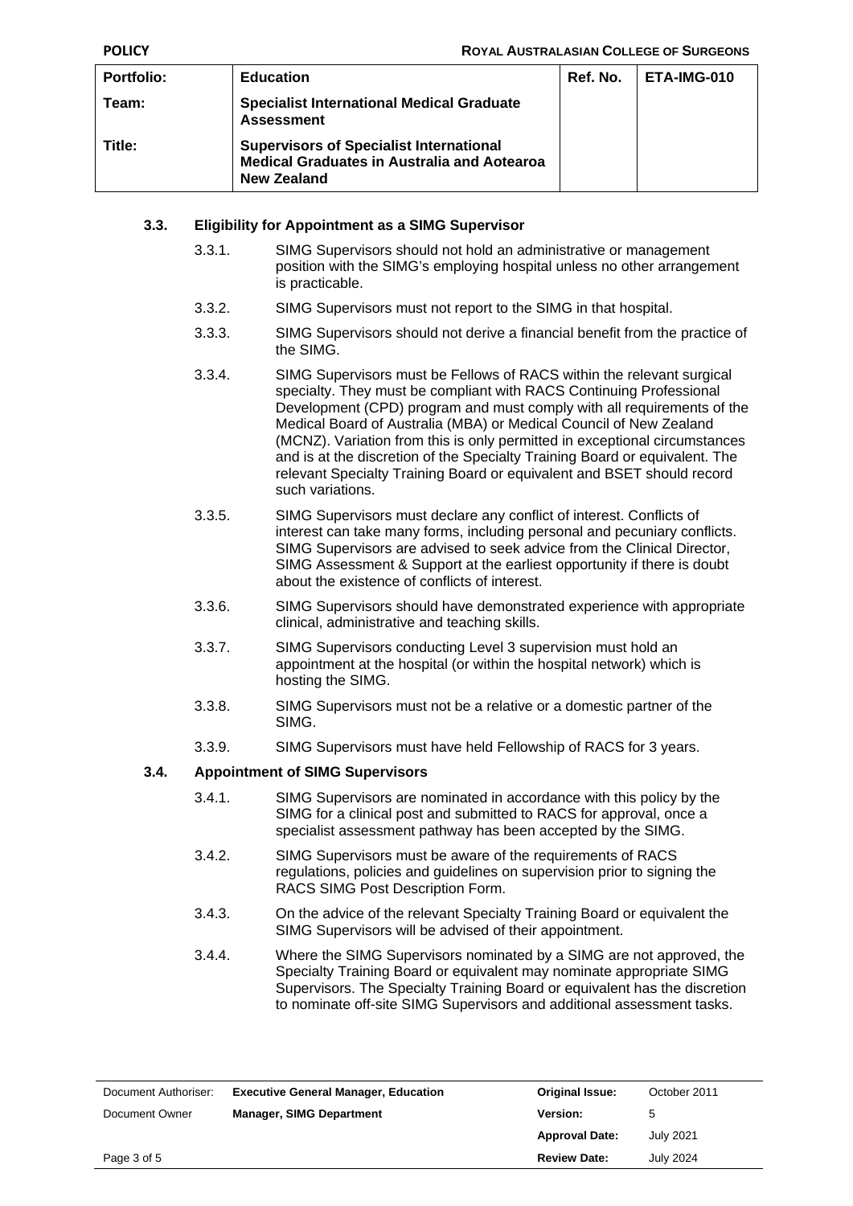### 3.3. Eligibility for Appointment as a SIMG Supervisor

3.3.1. SIMG Supervisors should not hold an administrative or management position with the SIMG's employing hospital unless no other arrangement is practicable.

3.3.2. SIMG Supervisors must not report to the SIMG in that hospital.

3.3.3. SIMG Supervisors should not derive a financial benefit from the practice of the SIMG.

3.3.4. SIMG Supervisors must be Fellows of RACS within the relevant surgical specialty. They must be compliant with RACS Continuing Professional Development (CPD) program and must comply with all requirements of the Medical Board of Australia (MBA) or Medical Council of New Zealand (MCNZ). Variation from this is only permitted in exceptional circumstances and is at the discretion of the Specialty Training Board or equivalent. The relevant Specialty Training Board or equivalent and BSET should record such variations.

3.3.5. SIMG Supervisors must declare any conflict of interest. Conflicts of interest can take many forms, including personal and pecuniary conflicts. SIMG Supervisors are advised to seek advice from the Clinical Director, SIMG Assessment & Support at the earliest opportunity if there is doubt about the existence of conflicts of interest.

3.3.6. SIMG Supervisors should have demonstrated experience with appropriate clinical, administrative and teaching skills.

3.3.7. SIMG Supervisors conducting Level 3 supervision must hold an appointment at the hospital (or within the hospital network) which is hosting the SIMG.

3.3.8. SIMG Supervisors must not be a relative or a domestic partner of the SIMG.

3.3.9. SIMG Supervisors must have held Fellowship of RACS for 3 years.

### 3.4. Appointment of SIMG Supervisors

3.4.1. SIMG Supervisors are nominated in accordance with this policy by the SIMG for a clinical post and submitted to RACS for approval, once a specialist assessment pathway has been accepted by the SIMG.

3.4.2. SIMG Supervisors must be aware of the requirements of RACS regulations, policies and guidelines on supervision prior to signing the RACS SIMG Post Description Form.

3.4.3. On the advice of the relevant Specialty Training Board or equivalent the SIMG Supervisors will be advised of their appointment.

3.4.4. Where the SIMG Supervisors nominated by a SIMG are not approved, the Specialty Training Board or equivalent may nominate appropriate SIMG Supervisors. The Specialty Training Board or equivalent has the discretion to nominate off-site SIMG Supervisors and additional assessment tasks.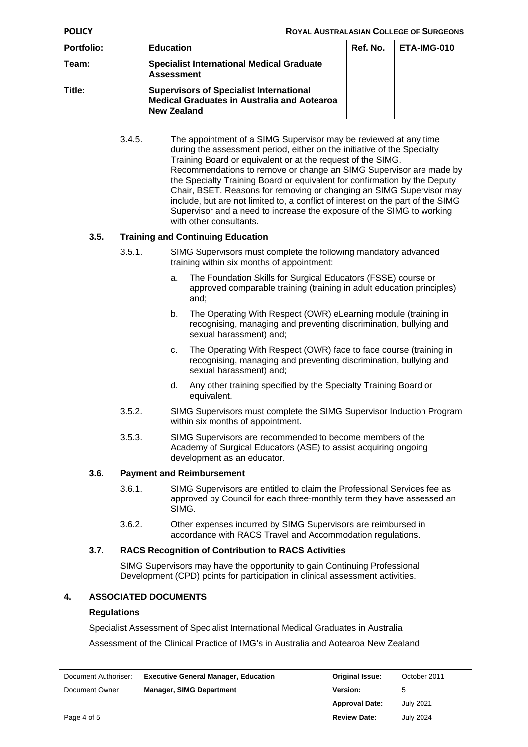3.4.5. The appointment of a SIMG Supervisor may be reviewed at any time during the assessment period, either on the initiative of the Specialty Training Board or equivalent or at the request of the SIMG. Recommendations to remove or change an SIMG Supervisor are made by the Specialty Training Board or equivalent for confirmation by the Deputy Chair, BSET. Reasons for removing or changing an SIMG Supervisor may include, but are not limited to, a conflict of interest on the part of the SIMG Supervisor and a need to increase the exposure of the SIMG to working with other consultants.

### 3.5. Training and Continuing Education

3.5.1. SIMG Supervisors must complete the following mandatory advanced training within six months of appointment:

a. The Foundation Skills for Surgical Educators (FSSE) course or approved comparable training (training in adult education principles) and;

b. The Operating With Respect (OWR) eLearning module (training in recognising, managing and preventing discrimination, bullying and sexual harassment) and;

c. The Operating With Respect (OWR) face to face course (training in recognising, managing and preventing discrimination, bullying and sexual harassment) and;

d. Any other training specified by the Specialty Training Board or equivalent.

3.5.2. SIMG Supervisors must complete the SIMG Supervisor Induction Program within six months of appointment.

3.5.3. SIMG Supervisors are recommended to become members of the Academy of Surgical Educators (ASE) to assist acquiring ongoing development as an educator.

### 3.6. Payment and Reimbursement

3.6.1. SIMG Supervisors are entitled to claim the Professional Services fee as approved by Council for each three-monthly term they have assessed an SIMG.

3.6.2. Other expenses incurred by SIMG Supervisors are reimbursed in accordance with RACS Travel and Accommodation regulations.

### 3.7. RACS Recognition of Contribution to RACS Activities

SIMG Supervisors may have the opportunity to gain Continuing Professional Development (CPD) points for participation in clinical assessment activities.

## 4. ASSOCIATED DOCUMENTS

**Regulations**

Specialist Assessment of Specialist International Medical Graduates in Australia

Assessment of the Clinical Practice of IMG's in Australia and Aotearoa New Zealand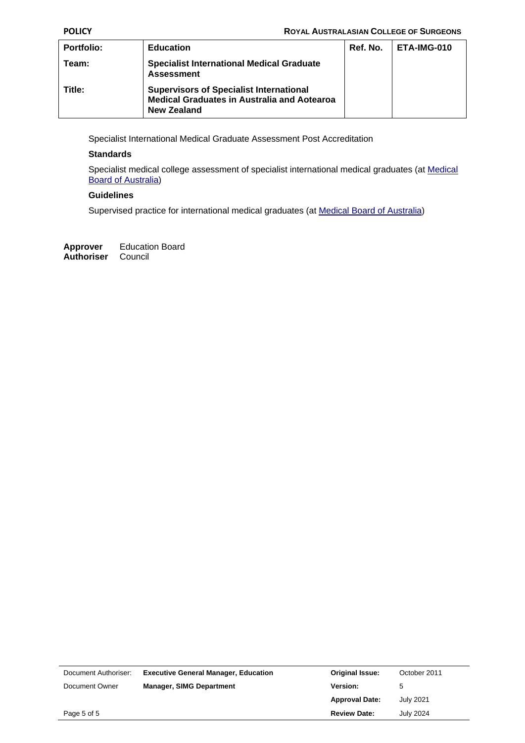| Portfolio: | Education | Ref. No. | ETA-IMG-010 |
| --- | --- | --- | --- |
| Team: | Specialist International Medical Graduate Assessment | | |
| Title: | Supervisors of Specialist International Medical Graduates in Australia and Aotearoa New Zealand | | |

Specialist International Medical Graduate Assessment Post Accreditation

**Standards**

Specialist medical college assessment of specialist international medical graduates (at Medical Board of Australia)

**Guidelines**

Supervised practice for international medical graduates (at Medical Board of Australia)

**Approver** Education Board
**Authoriser** Council

| | | | |
| --- | --- | --- | --- |
| Document Authoriser: | **Executive General Manager, Education** | **Original Issue:** | October 2011 |
| Document Owner | **Manager, SIMG Department** | **Version:** | 5 |
| | | **Approval Date:** | July 2021 |
| | | **Review Date:** | July 2024 |